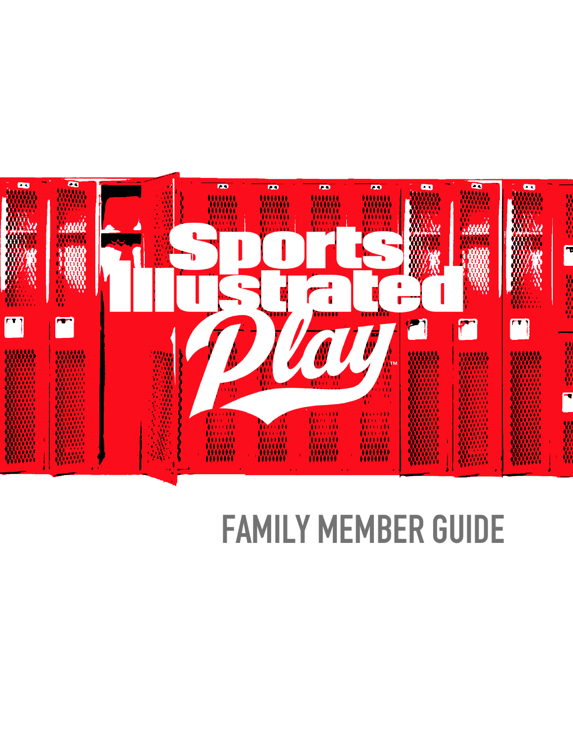# Sports Illustrated Play™

## FAMILY MEMBER GUIDE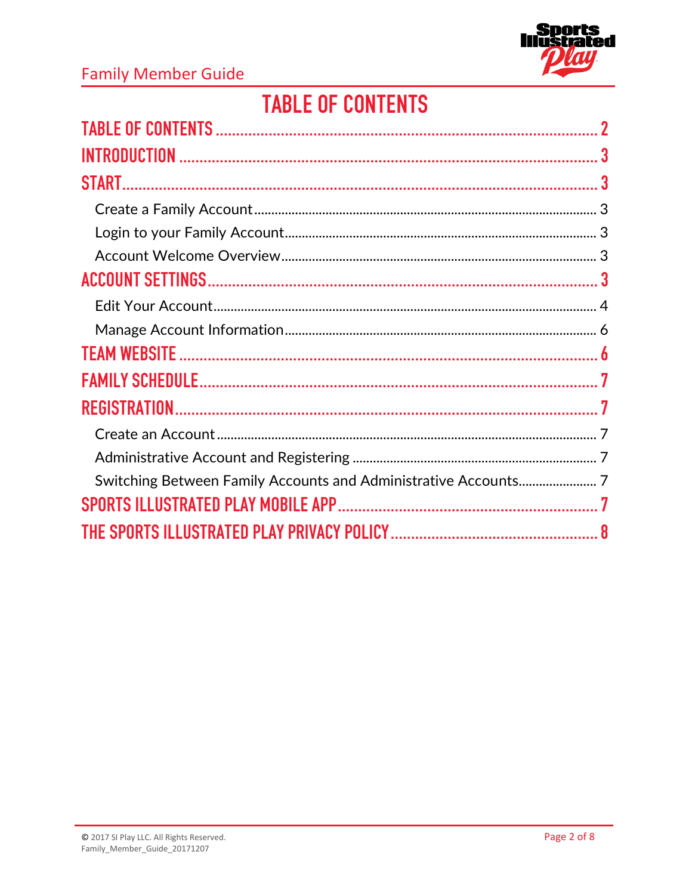# TABLE OF CONTENTS

TABLE OF CONTENTS ........................................................................................................ 2

INTRODUCTION .................................................................................................................. 3

START ............................................................................................................................... 3

- Create a Family Account .................................................................................................. 3
- Login to your Family Account ......................................................................................... 3
- Account Welcome Overview ........................................................................................... 3

ACCOUNT SETTINGS ............................................................................................................ 3

- Edit Your Account ........................................................................................................... 4
- Manage Account Information .......................................................................................... 6

TEAM WEBSITE .................................................................................................................. 6

FAMILY SCHEDULE .............................................................................................................. 7

REGISTRATION .................................................................................................................... 7

- Create an Account ........................................................................................................... 7
- Administrative Account and Registering ........................................................................ 7
- Switching Between Family Accounts and Administrative Accounts ............................. 7

SPORTS ILLUSTRATED PLAY MOBILE APP ......................................................................... 7

THE SPORTS ILLUSTRATED PLAY PRIVACY POLICY ........................................................... 8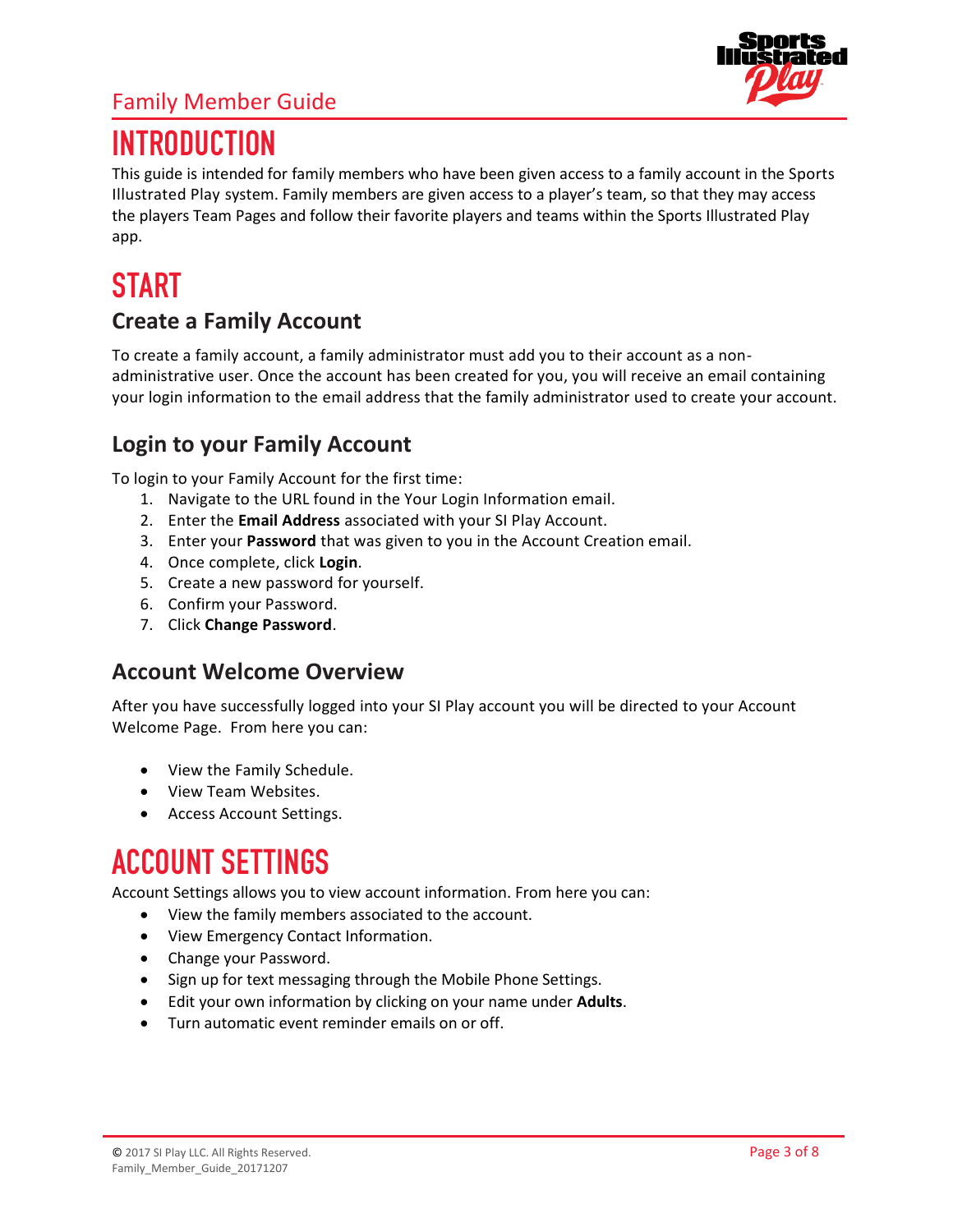# INTRODUCTION

This guide is intended for family members who have been given access to a family account in the Sports Illustrated Play system. Family members are given access to a player's team, so that they may access the players Team Pages and follow their favorite players and teams within the Sports Illustrated Play app.

# START

## Create a Family Account

To create a family account, a family administrator must add you to their account as a non-administrative user. Once the account has been created for you, you will receive an email containing your login information to the email address that the family administrator used to create your account.

## Login to your Family Account

To login to your Family Account for the first time:

1. Navigate to the URL found in the Your Login Information email.
2. Enter the **Email Address** associated with your SI Play Account.
3. Enter your **Password** that was given to you in the Account Creation email.
4. Once complete, click **Login**.
5. Create a new password for yourself.
6. Confirm your Password.
7. Click **Change Password**.

## Account Welcome Overview

After you have successfully logged into your SI Play account you will be directed to your Account Welcome Page. From here you can:

- View the Family Schedule.
- View Team Websites.
- Access Account Settings.

# ACCOUNT SETTINGS

Account Settings allows you to view account information. From here you can:

- View the family members associated to the account.
- View Emergency Contact Information.
- Change your Password.
- Sign up for text messaging through the Mobile Phone Settings.
- Edit your own information by clicking on your name under **Adults**.
- Turn automatic event reminder emails on or off.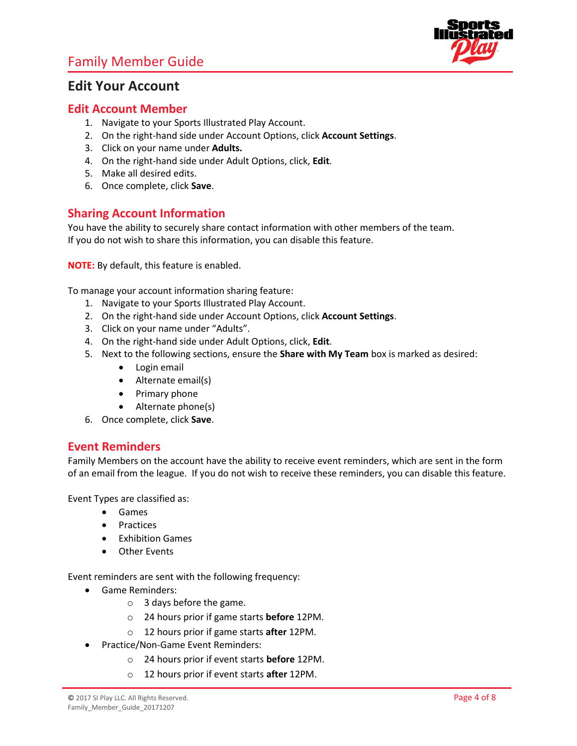# Edit Your Account

## Edit Account Member

1. Navigate to your Sports Illustrated Play Account.
2. On the right-hand side under Account Options, click **Account Settings**.
3. Click on your name under **Adults.**
4. On the right-hand side under Adult Options, click, **Edit**.
5. Make all desired edits.
6. Once complete, click **Save**.

## Sharing Account Information

You have the ability to securely share contact information with other members of the team. If you do not wish to share this information, you can disable this feature.

**NOTE:** By default, this feature is enabled.

To manage your account information sharing feature:

1. Navigate to your Sports Illustrated Play Account.
2. On the right-hand side under Account Options, click **Account Settings**.
3. Click on your name under "Adults".
4. On the right-hand side under Adult Options, click, **Edit**.
5. Next to the following sections, ensure the **Share with My Team** box is marked as desired:
   - Login email
   - Alternate email(s)
   - Primary phone
   - Alternate phone(s)
6. Once complete, click **Save**.

## Event Reminders

Family Members on the account have the ability to receive event reminders, which are sent in the form of an email from the league. If you do not wish to receive these reminders, you can disable this feature.

Event Types are classified as:

- Games
- Practices
- Exhibition Games
- Other Events

Event reminders are sent with the following frequency:

- Game Reminders:
  - 3 days before the game.
  - 24 hours prior if game starts **before** 12PM.
  - 12 hours prior if game starts **after** 12PM.
- Practice/Non-Game Event Reminders:
  - 24 hours prior if event starts **before** 12PM.
  - 12 hours prior if event starts **after** 12PM.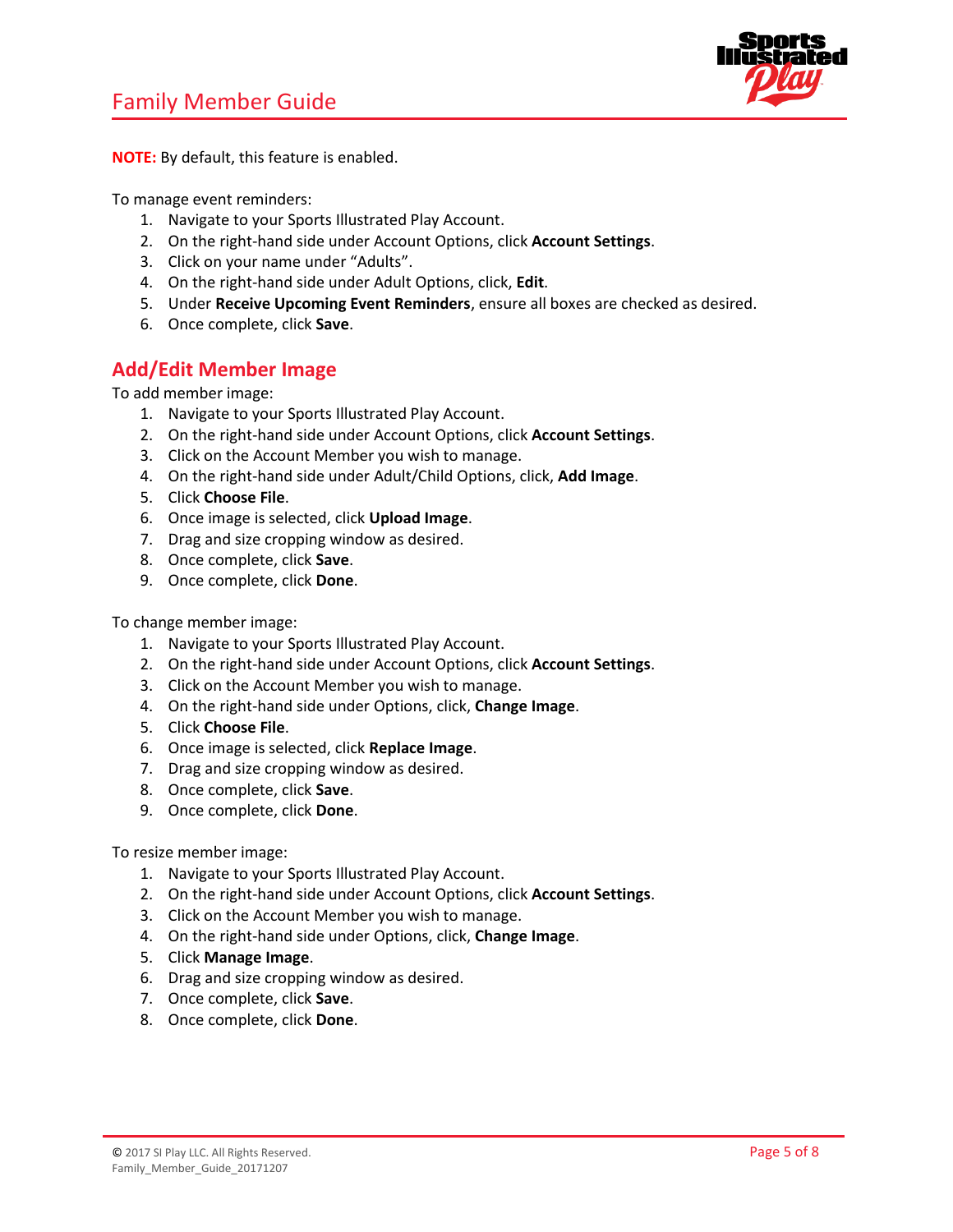**NOTE:** By default, this feature is enabled.

To manage event reminders:

1. Navigate to your Sports Illustrated Play Account.
2. On the right-hand side under Account Options, click **Account Settings**.
3. Click on your name under "Adults".
4. On the right-hand side under Adult Options, click, **Edit**.
5. Under **Receive Upcoming Event Reminders**, ensure all boxes are checked as desired.
6. Once complete, click **Save**.

## Add/Edit Member Image

To add member image:

1. Navigate to your Sports Illustrated Play Account.
2. On the right-hand side under Account Options, click **Account Settings**.
3. Click on the Account Member you wish to manage.
4. On the right-hand side under Adult/Child Options, click, **Add Image**.
5. Click **Choose File**.
6. Once image is selected, click **Upload Image**.
7. Drag and size cropping window as desired.
8. Once complete, click **Save**.
9. Once complete, click **Done**.

To change member image:

1. Navigate to your Sports Illustrated Play Account.
2. On the right-hand side under Account Options, click **Account Settings**.
3. Click on the Account Member you wish to manage.
4. On the right-hand side under Options, click, **Change Image**.
5. Click **Choose File**.
6. Once image is selected, click **Replace Image**.
7. Drag and size cropping window as desired.
8. Once complete, click **Save**.
9. Once complete, click **Done**.

To resize member image:

1. Navigate to your Sports Illustrated Play Account.
2. On the right-hand side under Account Options, click **Account Settings**.
3. Click on the Account Member you wish to manage.
4. On the right-hand side under Options, click, **Change Image**.
5. Click **Manage Image**.
6. Drag and size cropping window as desired.
7. Once complete, click **Save**.
8. Once complete, click **Done**.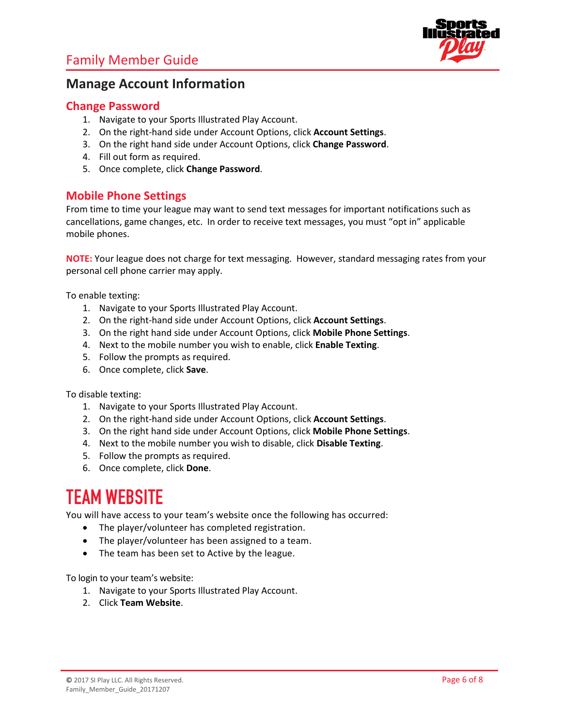## Manage Account Information

### Change Password

1. Navigate to your Sports Illustrated Play Account.
2. On the right-hand side under Account Options, click **Account Settings**.
3. On the right hand side under Account Options, click **Change Password**.
4. Fill out form as required.
5. Once complete, click **Change Password**.

### Mobile Phone Settings

From time to time your league may want to send text messages for important notifications such as cancellations, game changes, etc. In order to receive text messages, you must "opt in" applicable mobile phones.

**NOTE:** Your league does not charge for text messaging. However, standard messaging rates from your personal cell phone carrier may apply.

To enable texting:

1. Navigate to your Sports Illustrated Play Account.
2. On the right-hand side under Account Options, click **Account Settings**.
3. On the right hand side under Account Options, click **Mobile Phone Settings**.
4. Next to the mobile number you wish to enable, click **Enable Texting**.
5. Follow the prompts as required.
6. Once complete, click **Save**.

To disable texting:

1. Navigate to your Sports Illustrated Play Account.
2. On the right-hand side under Account Options, click **Account Settings**.
3. On the right hand side under Account Options, click **Mobile Phone Settings**.
4. Next to the mobile number you wish to disable, click **Disable Texting**.
5. Follow the prompts as required.
6. Once complete, click **Done**.

# TEAM WEBSITE

You will have access to your team's website once the following has occurred:

- The player/volunteer has completed registration.
- The player/volunteer has been assigned to a team.
- The team has been set to Active by the league.

To login to your team's website:

1. Navigate to your Sports Illustrated Play Account.
2. Click **Team Website**.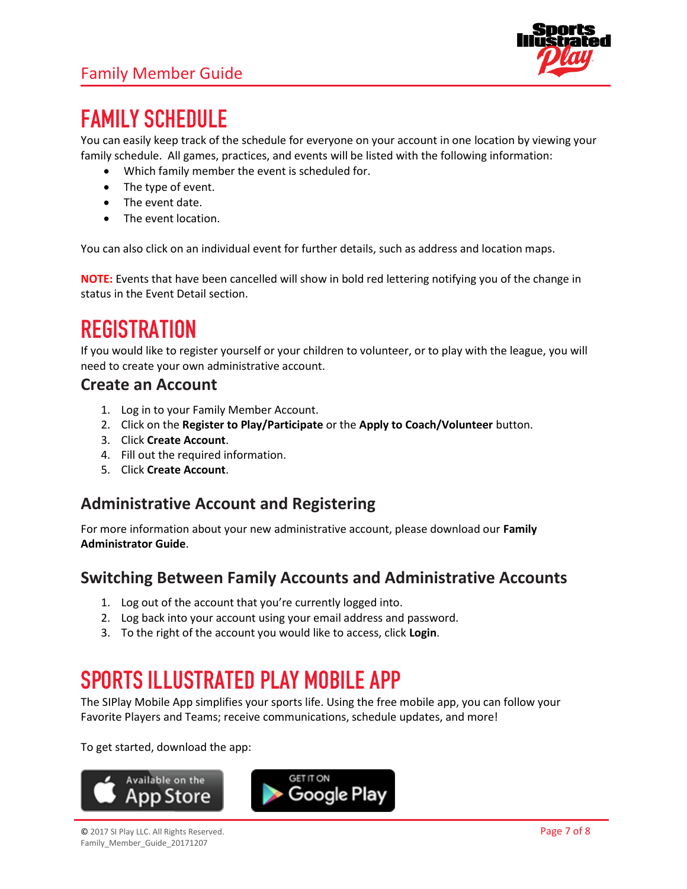# FAMILY SCHEDULE

You can easily keep track of the schedule for everyone on your account in one location by viewing your family schedule. All games, practices, and events will be listed with the following information:

- Which family member the event is scheduled for.
- The type of event.
- The event date.
- The event location.

You can also click on an individual event for further details, such as address and location maps.

**NOTE:** Events that have been cancelled will show in bold red lettering notifying you of the change in status in the Event Detail section.

# REGISTRATION

If you would like to register yourself or your children to volunteer, or to play with the league, you will need to create your own administrative account.

## Create an Account

1. Log in to your Family Member Account.
2. Click on the **Register to Play/Participate** or the **Apply to Coach/Volunteer** button.
3. Click **Create Account**.
4. Fill out the required information.
5. Click **Create Account**.

## Administrative Account and Registering

For more information about your new administrative account, please download our **Family Administrator Guide**.

## Switching Between Family Accounts and Administrative Accounts

1. Log out of the account that you're currently logged into.
2. Log back into your account using your email address and password.
3. To the right of the account you would like to access, click **Login**.

# SPORTS ILLUSTRATED PLAY MOBILE APP

The SIPlay Mobile App simplifies your sports life. Using the free mobile app, you can follow your Favorite Players and Teams; receive communications, schedule updates, and more!

To get started, download the app:

Available on the App Store

GET IT ON Google Play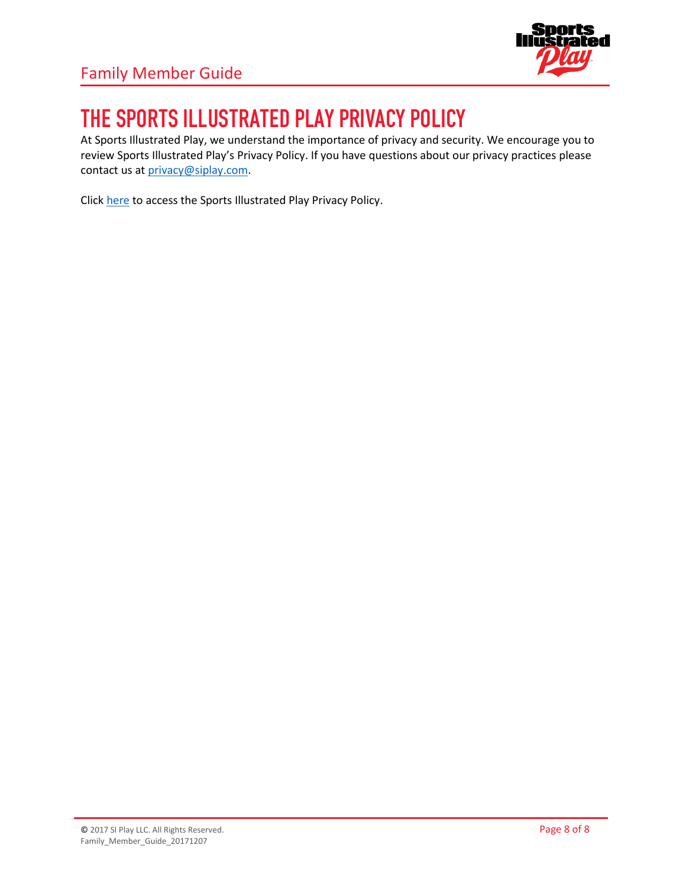# THE SPORTS ILLUSTRATED PLAY PRIVACY POLICY

At Sports Illustrated Play, we understand the importance of privacy and security. We encourage you to review Sports Illustrated Play's Privacy Policy. If you have questions about our privacy practices please contact us at privacy@siplay.com.

Click here to access the Sports Illustrated Play Privacy Policy.